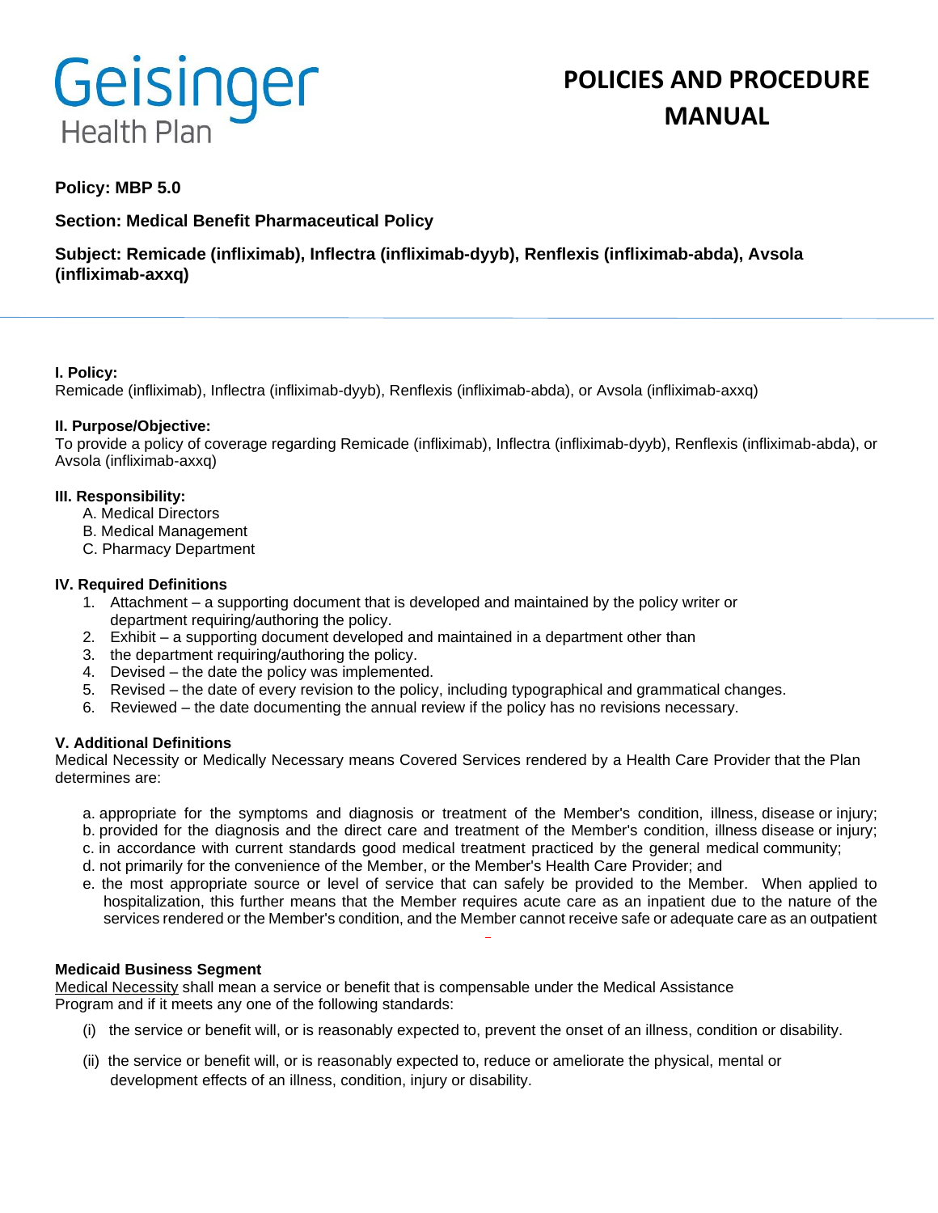# Geisinger Health Plan

# POLICIES AND PROCEDURE MANUAL

**Policy: MBP 5.0**

**Section: Medical Benefit Pharmaceutical Policy**

**Subject: Remicade (infliximab), Inflectra (infliximab-dyyb), Renflexis (infliximab-abda), Avsola (infliximab-axxq)**

**I. Policy:**
Remicade (infliximab), Inflectra (infliximab-dyyb), Renflexis (infliximab-abda), or Avsola (infliximab-axxq)

**II. Purpose/Objective:**
To provide a policy of coverage regarding Remicade (infliximab), Inflectra (infliximab-dyyb), Renflexis (infliximab-abda), or Avsola (infliximab-axxq)

**III. Responsibility:**

A. Medical Directors
B. Medical Management
C. Pharmacy Department

**IV. Required Definitions**

1. Attachment – a supporting document that is developed and maintained by the policy writer or department requiring/authoring the policy.
2. Exhibit – a supporting document developed and maintained in a department other than
3. the department requiring/authoring the policy.
4. Devised – the date the policy was implemented.
5. Revised – the date of every revision to the policy, including typographical and grammatical changes.
6. Reviewed – the date documenting the annual review if the policy has no revisions necessary.

**V. Additional Definitions**
Medical Necessity or Medically Necessary means Covered Services rendered by a Health Care Provider that the Plan determines are:

a. appropriate for the symptoms and diagnosis or treatment of the Member's condition, illness, disease or injury;
b. provided for the diagnosis and the direct care and treatment of the Member's condition, illness disease or injury;
c. in accordance with current standards good medical treatment practiced by the general medical community;
d. not primarily for the convenience of the Member, or the Member's Health Care Provider; and
e. the most appropriate source or level of service that can safely be provided to the Member. When applied to hospitalization, this further means that the Member requires acute care as an inpatient due to the nature of the services rendered or the Member's condition, and the Member cannot receive safe or adequate care as an outpatient

**Medicaid Business Segment**
Medical Necessity shall mean a service or benefit that is compensable under the Medical Assistance Program and if it meets any one of the following standards:

(i) the service or benefit will, or is reasonably expected to, prevent the onset of an illness, condition or disability.

(ii) the service or benefit will, or is reasonably expected to, reduce or ameliorate the physical, mental or development effects of an illness, condition, injury or disability.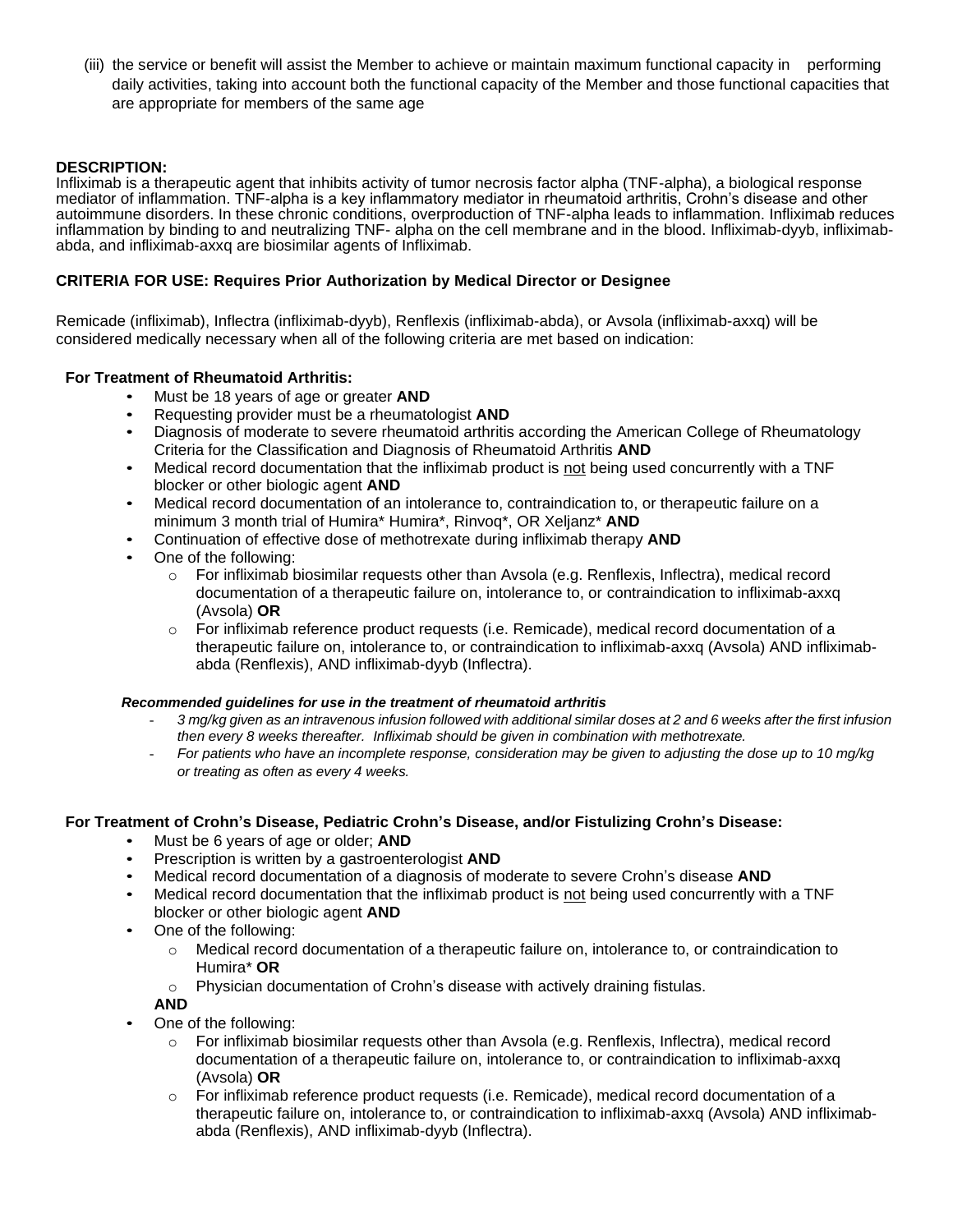(iii) the service or benefit will assist the Member to achieve or maintain maximum functional capacity in performing daily activities, taking into account both the functional capacity of the Member and those functional capacities that are appropriate for members of the same age

**DESCRIPTION:**
Infliximab is a therapeutic agent that inhibits activity of tumor necrosis factor alpha (TNF-alpha), a biological response mediator of inflammation. TNF-alpha is a key inflammatory mediator in rheumatoid arthritis, Crohn's disease and other autoimmune disorders. In these chronic conditions, overproduction of TNF-alpha leads to inflammation. Infliximab reduces inflammation by binding to and neutralizing TNF- alpha on the cell membrane and in the blood. Infliximab-dyyb, infliximab-abda, and infliximab-axxq are biosimilar agents of Infliximab.

**CRITERIA FOR USE: Requires Prior Authorization by Medical Director or Designee**

Remicade (infliximab), Inflectra (infliximab-dyyb), Renflexis (infliximab-abda), or Avsola (infliximab-axxq) will be considered medically necessary when all of the following criteria are met based on indication:

**For Treatment of Rheumatoid Arthritis:**

- Must be 18 years of age or greater **AND**
- Requesting provider must be a rheumatologist **AND**
- Diagnosis of moderate to severe rheumatoid arthritis according the American College of Rheumatology Criteria for the Classification and Diagnosis of Rheumatoid Arthritis **AND**
- Medical record documentation that the infliximab product is <u>not</u> being used concurrently with a TNF blocker or other biologic agent **AND**
- Medical record documentation of an intolerance to, contraindication to, or therapeutic failure on a minimum 3 month trial of Humira* Humira*, Rinvoq*, OR Xeljanz* **AND**
- Continuation of effective dose of methotrexate during infliximab therapy **AND**
- One of the following:
  - For infliximab biosimilar requests other than Avsola (e.g. Renflexis, Inflectra), medical record documentation of a therapeutic failure on, intolerance to, or contraindication to infliximab-axxq (Avsola) **OR**
  - For infliximab reference product requests (i.e. Remicade), medical record documentation of a therapeutic failure on, intolerance to, or contraindication to infliximab-axxq (Avsola) AND infliximab-abda (Renflexis), AND infliximab-dyyb (Inflectra).

***Recommended guidelines for use in the treatment of rheumatoid arthritis***

- *3 mg/kg given as an intravenous infusion followed with additional similar doses at 2 and 6 weeks after the first infusion then every 8 weeks thereafter. Infliximab should be given in combination with methotrexate.*
- *For patients who have an incomplete response, consideration may be given to adjusting the dose up to 10 mg/kg or treating as often as every 4 weeks.*

**For Treatment of Crohn's Disease, Pediatric Crohn's Disease, and/or Fistulizing Crohn's Disease:**

- Must be 6 years of age or older; **AND**
- Prescription is written by a gastroenterologist **AND**
- Medical record documentation of a diagnosis of moderate to severe Crohn's disease **AND**
- Medical record documentation that the infliximab product is <u>not</u> being used concurrently with a TNF blocker or other biologic agent **AND**
- One of the following:
  - Medical record documentation of a therapeutic failure on, intolerance to, or contraindication to Humira* **OR**
  - Physician documentation of Crohn's disease with actively draining fistulas.

  **AND**
- One of the following:
  - For infliximab biosimilar requests other than Avsola (e.g. Renflexis, Inflectra), medical record documentation of a therapeutic failure on, intolerance to, or contraindication to infliximab-axxq (Avsola) **OR**
  - For infliximab reference product requests (i.e. Remicade), medical record documentation of a therapeutic failure on, intolerance to, or contraindication to infliximab-axxq (Avsola) AND infliximab-abda (Renflexis), AND infliximab-dyyb (Inflectra).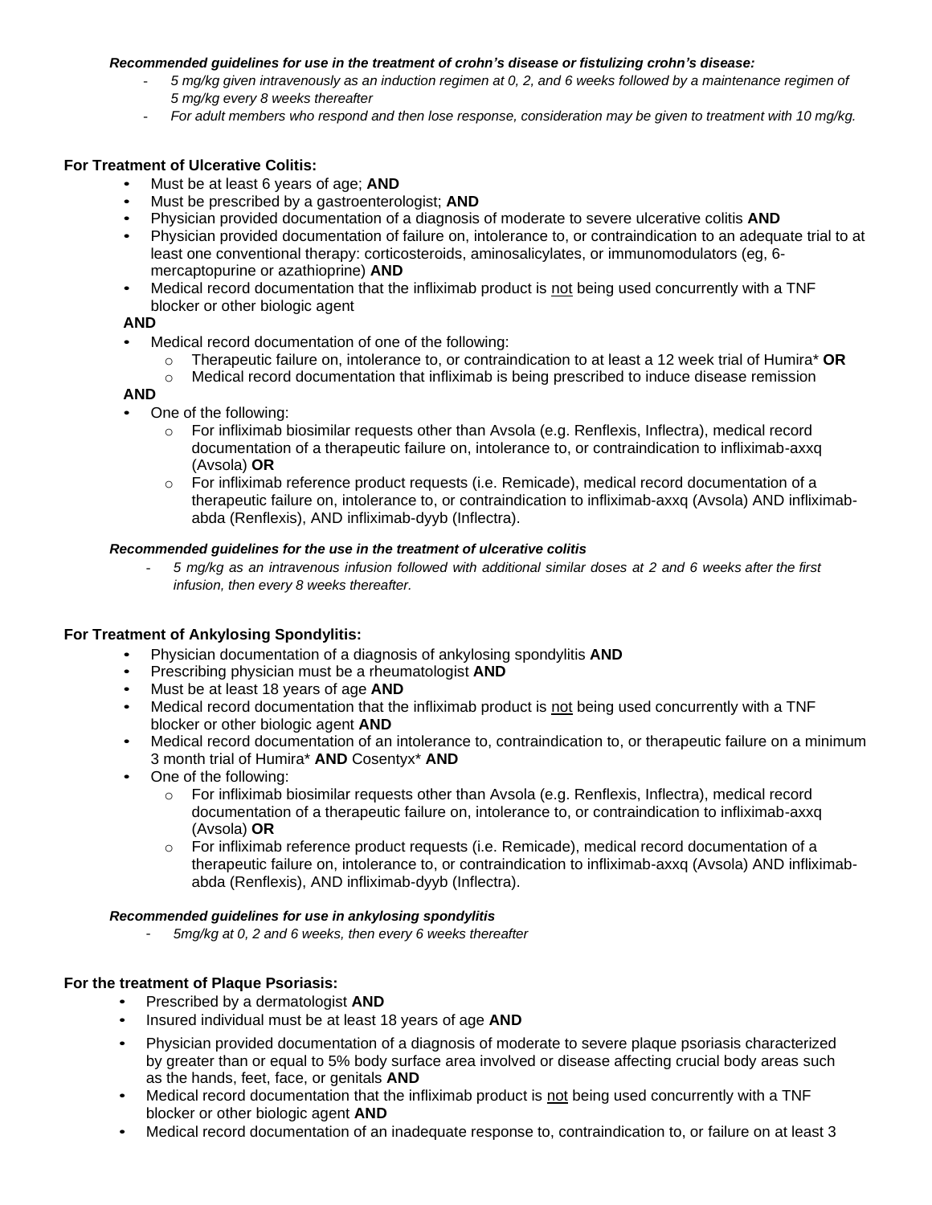***Recommended guidelines for use in the treatment of crohn's disease or fistulizing crohn's disease:***

- *5 mg/kg given intravenously as an induction regimen at 0, 2, and 6 weeks followed by a maintenance regimen of 5 mg/kg every 8 weeks thereafter*
- *For adult members who respond and then lose response, consideration may be given to treatment with 10 mg/kg.*

**For Treatment of Ulcerative Colitis:**

- Must be at least 6 years of age; **AND**
- Must be prescribed by a gastroenterologist; **AND**
- Physician provided documentation of a diagnosis of moderate to severe ulcerative colitis **AND**
- Physician provided documentation of failure on, intolerance to, or contraindication to an adequate trial to at least one conventional therapy: corticosteroids, aminosalicylates, or immunomodulators (eg, 6-mercaptopurine or azathioprine) **AND**
- Medical record documentation that the infliximab product is <u>not</u> being used concurrently with a TNF blocker or other biologic agent

**AND**

- Medical record documentation of one of the following:
  - Therapeutic failure on, intolerance to, or contraindication to at least a 12 week trial of Humira* **OR**
  - Medical record documentation that infliximab is being prescribed to induce disease remission

**AND**

- One of the following:
  - For infliximab biosimilar requests other than Avsola (e.g. Renflexis, Inflectra), medical record documentation of a therapeutic failure on, intolerance to, or contraindication to infliximab-axxq (Avsola) **OR**
  - For infliximab reference product requests (i.e. Remicade), medical record documentation of a therapeutic failure on, intolerance to, or contraindication to infliximab-axxq (Avsola) AND infliximab-abda (Renflexis), AND infliximab-dyyb (Inflectra).

***Recommended guidelines for the use in the treatment of ulcerative colitis***

- *5 mg/kg as an intravenous infusion followed with additional similar doses at 2 and 6 weeks after the first infusion, then every 8 weeks thereafter.*

**For Treatment of Ankylosing Spondylitis:**

- Physician documentation of a diagnosis of ankylosing spondylitis **AND**
- Prescribing physician must be a rheumatologist **AND**
- Must be at least 18 years of age **AND**
- Medical record documentation that the infliximab product is <u>not</u> being used concurrently with a TNF blocker or other biologic agent **AND**
- Medical record documentation of an intolerance to, contraindication to, or therapeutic failure on a minimum 3 month trial of Humira* **AND** Cosentyx* **AND**
- One of the following:
  - For infliximab biosimilar requests other than Avsola (e.g. Renflexis, Inflectra), medical record documentation of a therapeutic failure on, intolerance to, or contraindication to infliximab-axxq (Avsola) **OR**
  - For infliximab reference product requests (i.e. Remicade), medical record documentation of a therapeutic failure on, intolerance to, or contraindication to infliximab-axxq (Avsola) AND infliximab-abda (Renflexis), AND infliximab-dyyb (Inflectra).

***Recommended guidelines for use in ankylosing spondylitis***

- *5mg/kg at 0, 2 and 6 weeks, then every 6 weeks thereafter*

**For the treatment of Plaque Psoriasis:**

- Prescribed by a dermatologist **AND**
- Insured individual must be at least 18 years of age **AND**
- Physician provided documentation of a diagnosis of moderate to severe plaque psoriasis characterized by greater than or equal to 5% body surface area involved or disease affecting crucial body areas such as the hands, feet, face, or genitals **AND**
- Medical record documentation that the infliximab product is <u>not</u> being used concurrently with a TNF blocker or other biologic agent **AND**
- Medical record documentation of an inadequate response to, contraindication to, or failure on at least 3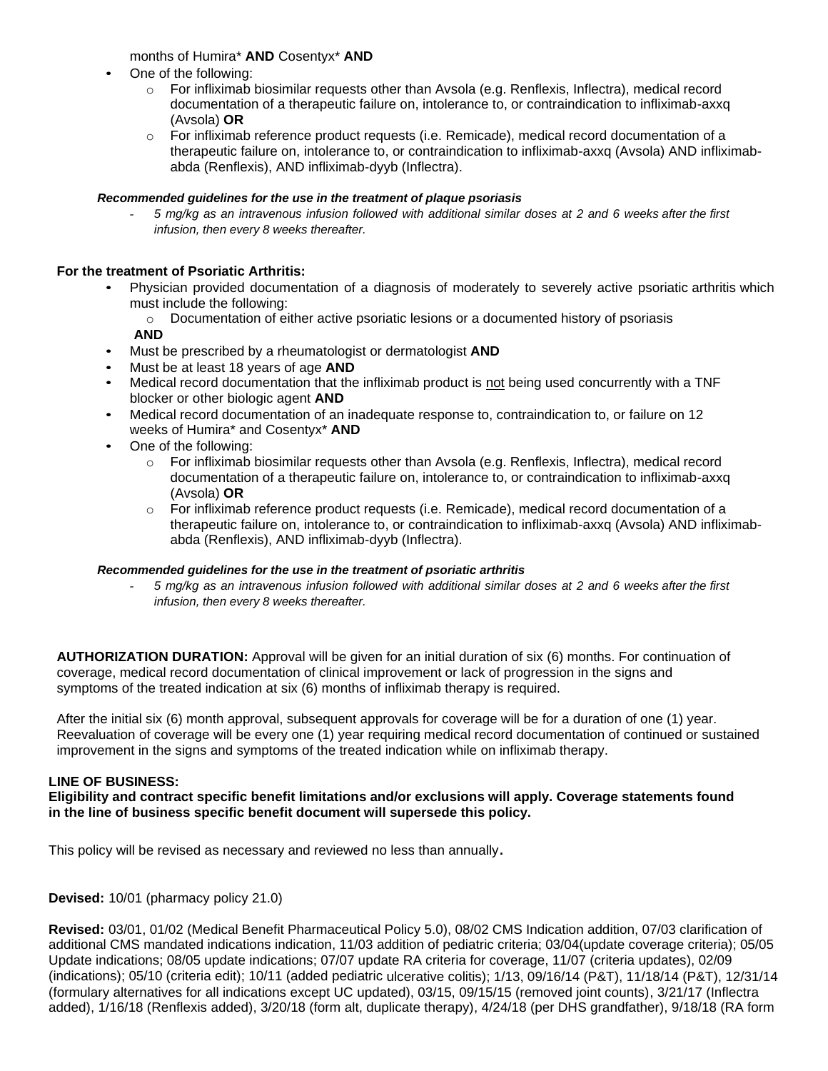months of Humira* **AND** Cosentyx* **AND**

- One of the following:
  - For infliximab biosimilar requests other than Avsola (e.g. Renflexis, Inflectra), medical record documentation of a therapeutic failure on, intolerance to, or contraindication to infliximab-axxq (Avsola) **OR**
  - For infliximab reference product requests (i.e. Remicade), medical record documentation of a therapeutic failure on, intolerance to, or contraindication to infliximab-axxq (Avsola) AND infliximab-abda (Renflexis), AND infliximab-dyyb (Inflectra).

***Recommended guidelines for the use in the treatment of plaque psoriasis***

- *5 mg/kg as an intravenous infusion followed with additional similar doses at 2 and 6 weeks after the first infusion, then every 8 weeks thereafter.*

**For the treatment of Psoriatic Arthritis:**

- Physician provided documentation of a diagnosis of moderately to severely active psoriatic arthritis which must include the following:
  - Documentation of either active psoriatic lesions or a documented history of psoriasis

  **AND**
- Must be prescribed by a rheumatologist or dermatologist **AND**
- Must be at least 18 years of age **AND**
- Medical record documentation that the infliximab product is not being used concurrently with a TNF blocker or other biologic agent **AND**
- Medical record documentation of an inadequate response to, contraindication to, or failure on 12 weeks of Humira* and Cosentyx* **AND**
- One of the following:
  - For infliximab biosimilar requests other than Avsola (e.g. Renflexis, Inflectra), medical record documentation of a therapeutic failure on, intolerance to, or contraindication to infliximab-axxq (Avsola) **OR**
  - For infliximab reference product requests (i.e. Remicade), medical record documentation of a therapeutic failure on, intolerance to, or contraindication to infliximab-axxq (Avsola) AND infliximab-abda (Renflexis), AND infliximab-dyyb (Inflectra).

***Recommended guidelines for the use in the treatment of psoriatic arthritis***

- *5 mg/kg as an intravenous infusion followed with additional similar doses at 2 and 6 weeks after the first infusion, then every 8 weeks thereafter.*

**AUTHORIZATION DURATION:** Approval will be given for an initial duration of six (6) months. For continuation of coverage, medical record documentation of clinical improvement or lack of progression in the signs and symptoms of the treated indication at six (6) months of infliximab therapy is required.

After the initial six (6) month approval, subsequent approvals for coverage will be for a duration of one (1) year. Reevaluation of coverage will be every one (1) year requiring medical record documentation of continued or sustained improvement in the signs and symptoms of the treated indication while on infliximab therapy.

**LINE OF BUSINESS:**
**Eligibility and contract specific benefit limitations and/or exclusions will apply. Coverage statements found in the line of business specific benefit document will supersede this policy.**

This policy will be revised as necessary and reviewed no less than annually.

**Devised:** 10/01 (pharmacy policy 21.0)

**Revised:** 03/01, 01/02 (Medical Benefit Pharmaceutical Policy 5.0), 08/02 CMS Indication addition, 07/03 clarification of additional CMS mandated indications indication, 11/03 addition of pediatric criteria; 03/04(update coverage criteria); 05/05 Update indications; 08/05 update indications; 07/07 update RA criteria for coverage, 11/07 (criteria updates), 02/09 (indications); 05/10 (criteria edit); 10/11 (added pediatric ulcerative colitis); 1/13, 09/16/14 (P&T), 11/18/14 (P&T), 12/31/14 (formulary alternatives for all indications except UC updated), 03/15, 09/15/15 (removed joint counts), 3/21/17 (Inflectra added), 1/16/18 (Renflexis added), 3/20/18 (form alt, duplicate therapy), 4/24/18 (per DHS grandfather), 9/18/18 (RA form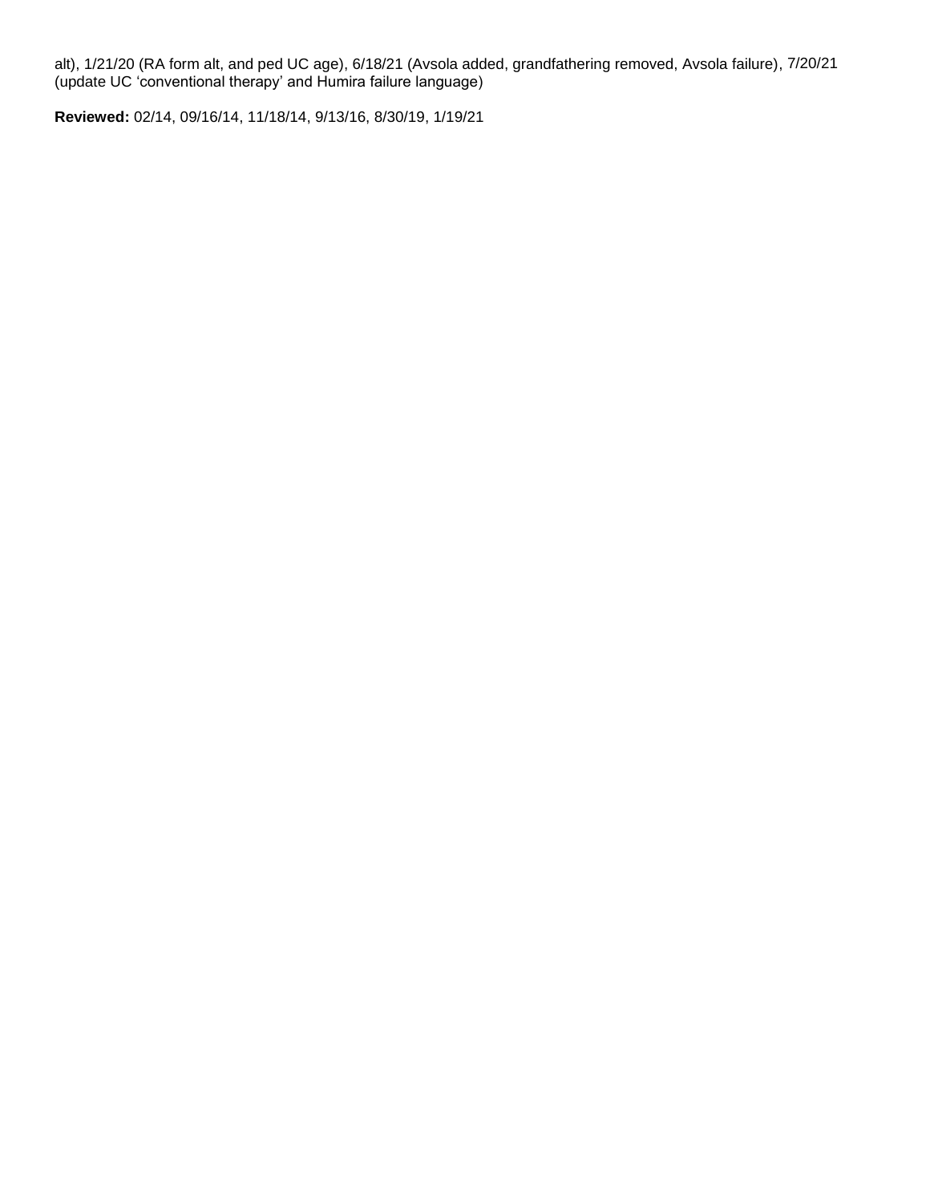alt), 1/21/20 (RA form alt, and ped UC age), 6/18/21 (Avsola added, grandfathering removed, Avsola failure), 7/20/21 (update UC 'conventional therapy' and Humira failure language)

**Reviewed:** 02/14, 09/16/14, 11/18/14, 9/13/16, 8/30/19, 1/19/21